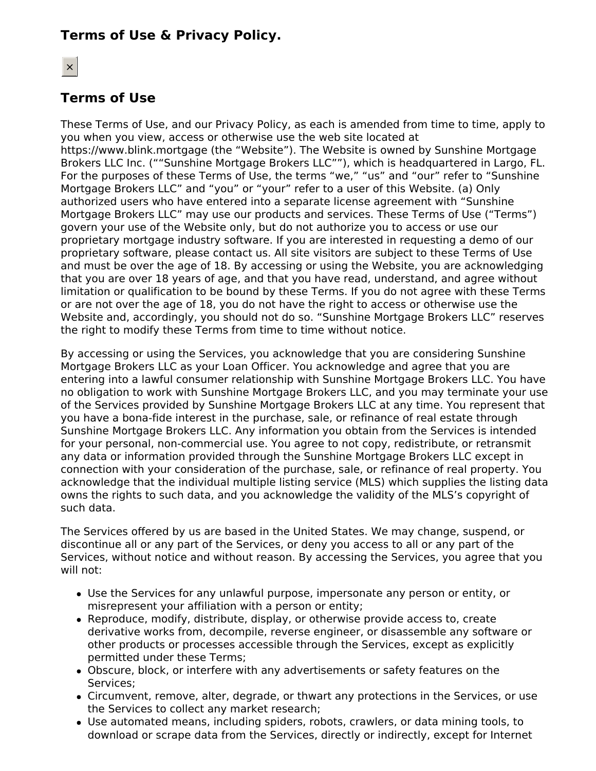# Terms of Use & Privacy Policy.

×

## Terms of Use

These Terms of Use, and our Privacy Policy, as each is amended from time to time, apply to you when you view, access or otherwise use the web site located at https://www.blink.mortgage (the “Website”). The Website is owned by Sunshine Mortgage Brokers LLC Inc. (““Sunshine Mortgage Brokers LLC””), which is headquartered in Largo, FL. For the purposes of these Terms of Use, the terms “we,” “us” and “our” refer to “Sunshine Mortgage Brokers LLC” and “you” or “your” refer to a user of this Website. (a) Only authorized users who have entered into a separate license agreement with “Sunshine Mortgage Brokers LLC” may use our products and services. These Terms of Use (“Terms”) govern your use of the Website only, but do not authorize you to access or use our proprietary mortgage industry software. If you are interested in requesting a demo of our proprietary software, please contact us. All site visitors are subject to these Terms of Use and must be over the age of 18. By accessing or using the Website, you are acknowledging that you are over 18 years of age, and that you have read, understand, and agree without limitation or qualification to be bound by these Terms. If you do not agree with these Terms or are not over the age of 18, you do not have the right to access or otherwise use the Website and, accordingly, you should not do so. “Sunshine Mortgage Brokers LLC” reserves the right to modify these Terms from time to time without notice.

By accessing or using the Services, you acknowledge that you are considering Sunshine Mortgage Brokers LLC as your Loan Officer. You acknowledge and agree that you are entering into a lawful consumer relationship with Sunshine Mortgage Brokers LLC. You have no obligation to work with Sunshine Mortgage Brokers LLC, and you may terminate your use of the Services provided by Sunshine Mortgage Brokers LLC at any time. You represent that you have a bona-fide interest in the purchase, sale, or refinance of real estate through Sunshine Mortgage Brokers LLC. Any information you obtain from the Services is intended for your personal, non-commercial use. You agree to not copy, redistribute, or retransmit any data or information provided through the Sunshine Mortgage Brokers LLC except in connection with your consideration of the purchase, sale, or refinance of real property. You acknowledge that the individual multiple listing service (MLS) which supplies the listing data owns the rights to such data, and you acknowledge the validity of the MLS’s copyright of such data.

The Services offered by us are based in the United States. We may change, suspend, or discontinue all or any part of the Services, or deny you access to all or any part of the Services, without notice and without reason. By accessing the Services, you agree that you will not:

- Use the Services for any unlawful purpose, impersonate any person or entity, or misrepresent your affiliation with a person or entity;
- Reproduce, modify, distribute, display, or otherwise provide access to, create derivative works from, decompile, reverse engineer, or disassemble any software or other products or processes accessible through the Services, except as explicitly permitted under these Terms;
- Obscure, block, or interfere with any advertisements or safety features on the Services;
- Circumvent, remove, alter, degrade, or thwart any protections in the Services, or use the Services to collect any market research;
- Use automated means, including spiders, robots, crawlers, or data mining tools, to download or scrape data from the Services, directly or indirectly, except for Internet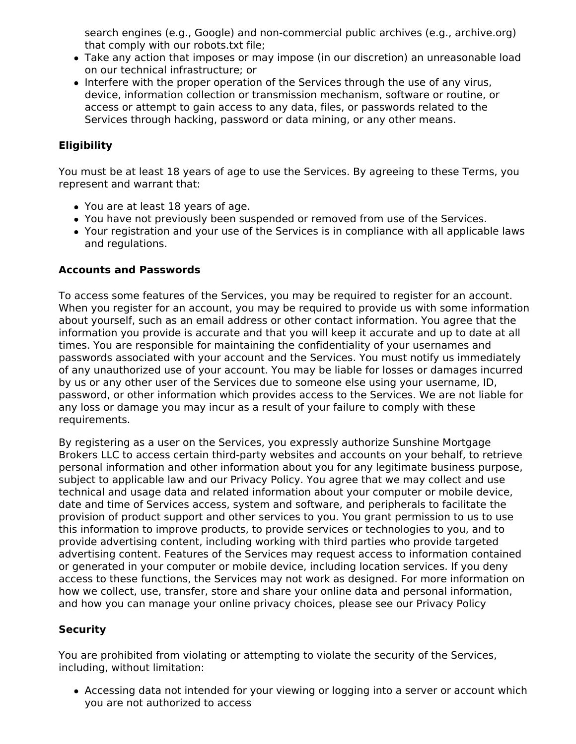search engines (e.g., Google) and non-commercial public archives (e.g., archive.org) that comply with our robots.txt file;
- Take any action that imposes or may impose (in our discretion) an unreasonable load on our technical infrastructure; or
- Interfere with the proper operation of the Services through the use of any virus, device, information collection or transmission mechanism, software or routine, or access or attempt to gain access to any data, files, or passwords related to the Services through hacking, password or data mining, or any other means.

**Eligibility**

You must be at least 18 years of age to use the Services. By agreeing to these Terms, you represent and warrant that:

- You are at least 18 years of age.
- You have not previously been suspended or removed from use of the Services.
- Your registration and your use of the Services is in compliance with all applicable laws and regulations.

**Accounts and Passwords**

To access some features of the Services, you may be required to register for an account. When you register for an account, you may be required to provide us with some information about yourself, such as an email address or other contact information. You agree that the information you provide is accurate and that you will keep it accurate and up to date at all times. You are responsible for maintaining the confidentiality of your usernames and passwords associated with your account and the Services. You must notify us immediately of any unauthorized use of your account. You may be liable for losses or damages incurred by us or any other user of the Services due to someone else using your username, ID, password, or other information which provides access to the Services. We are not liable for any loss or damage you may incur as a result of your failure to comply with these requirements.

By registering as a user on the Services, you expressly authorize Sunshine Mortgage Brokers LLC to access certain third-party websites and accounts on your behalf, to retrieve personal information and other information about you for any legitimate business purpose, subject to applicable law and our Privacy Policy. You agree that we may collect and use technical and usage data and related information about your computer or mobile device, date and time of Services access, system and software, and peripherals to facilitate the provision of product support and other services to you. You grant permission to us to use this information to improve products, to provide services or technologies to you, and to provide advertising content, including working with third parties who provide targeted advertising content. Features of the Services may request access to information contained or generated in your computer or mobile device, including location services. If you deny access to these functions, the Services may not work as designed. For more information on how we collect, use, transfer, store and share your online data and personal information, and how you can manage your online privacy choices, please see our Privacy Policy

**Security**

You are prohibited from violating or attempting to violate the security of the Services, including, without limitation:

- Accessing data not intended for your viewing or logging into a server or account which you are not authorized to access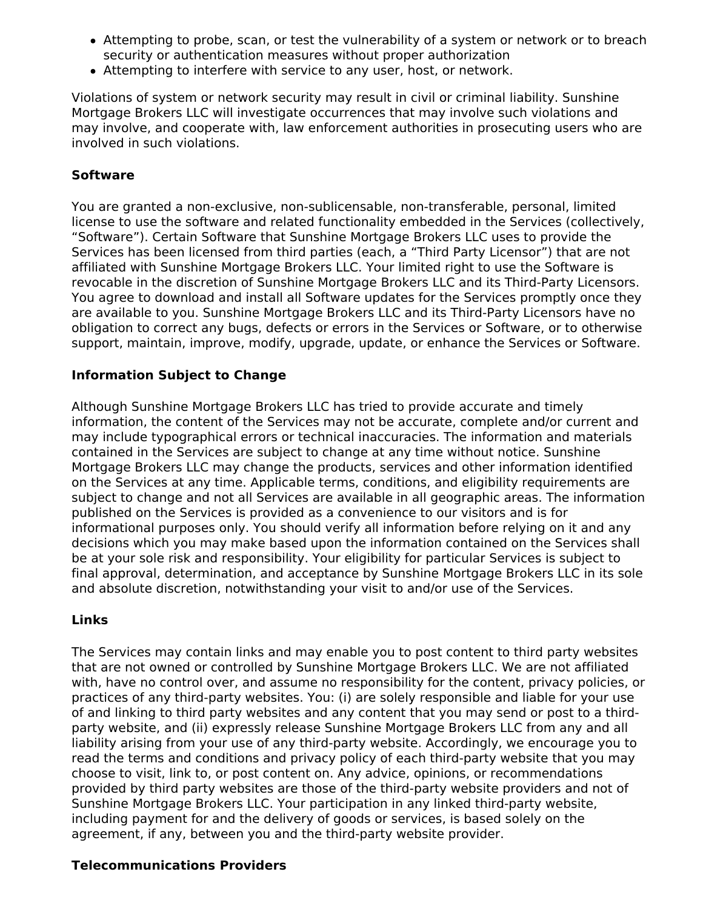- Attempting to probe, scan, or test the vulnerability of a system or network or to breach security or authentication measures without proper authorization
- Attempting to interfere with service to any user, host, or network.

Violations of system or network security may result in civil or criminal liability. Sunshine Mortgage Brokers LLC will investigate occurrences that may involve such violations and may involve, and cooperate with, law enforcement authorities in prosecuting users who are involved in such violations.

**Software**

You are granted a non-exclusive, non-sublicensable, non-transferable, personal, limited license to use the software and related functionality embedded in the Services (collectively, "Software"). Certain Software that Sunshine Mortgage Brokers LLC uses to provide the Services has been licensed from third parties (each, a "Third Party Licensor") that are not affiliated with Sunshine Mortgage Brokers LLC. Your limited right to use the Software is revocable in the discretion of Sunshine Mortgage Brokers LLC and its Third-Party Licensors. You agree to download and install all Software updates for the Services promptly once they are available to you. Sunshine Mortgage Brokers LLC and its Third-Party Licensors have no obligation to correct any bugs, defects or errors in the Services or Software, or to otherwise support, maintain, improve, modify, upgrade, update, or enhance the Services or Software.

**Information Subject to Change**

Although Sunshine Mortgage Brokers LLC has tried to provide accurate and timely information, the content of the Services may not be accurate, complete and/or current and may include typographical errors or technical inaccuracies. The information and materials contained in the Services are subject to change at any time without notice. Sunshine Mortgage Brokers LLC may change the products, services and other information identified on the Services at any time. Applicable terms, conditions, and eligibility requirements are subject to change and not all Services are available in all geographic areas. The information published on the Services is provided as a convenience to our visitors and is for informational purposes only. You should verify all information before relying on it and any decisions which you may make based upon the information contained on the Services shall be at your sole risk and responsibility. Your eligibility for particular Services is subject to final approval, determination, and acceptance by Sunshine Mortgage Brokers LLC in its sole and absolute discretion, notwithstanding your visit to and/or use of the Services.

**Links**

The Services may contain links and may enable you to post content to third party websites that are not owned or controlled by Sunshine Mortgage Brokers LLC. We are not affiliated with, have no control over, and assume no responsibility for the content, privacy policies, or practices of any third-party websites. You: (i) are solely responsible and liable for your use of and linking to third party websites and any content that you may send or post to a third-party website, and (ii) expressly release Sunshine Mortgage Brokers LLC from any and all liability arising from your use of any third-party website. Accordingly, we encourage you to read the terms and conditions and privacy policy of each third-party website that you may choose to visit, link to, or post content on. Any advice, opinions, or recommendations provided by third party websites are those of the third-party website providers and not of Sunshine Mortgage Brokers LLC. Your participation in any linked third-party website, including payment for and the delivery of goods or services, is based solely on the agreement, if any, between you and the third-party website provider.

**Telecommunications Providers**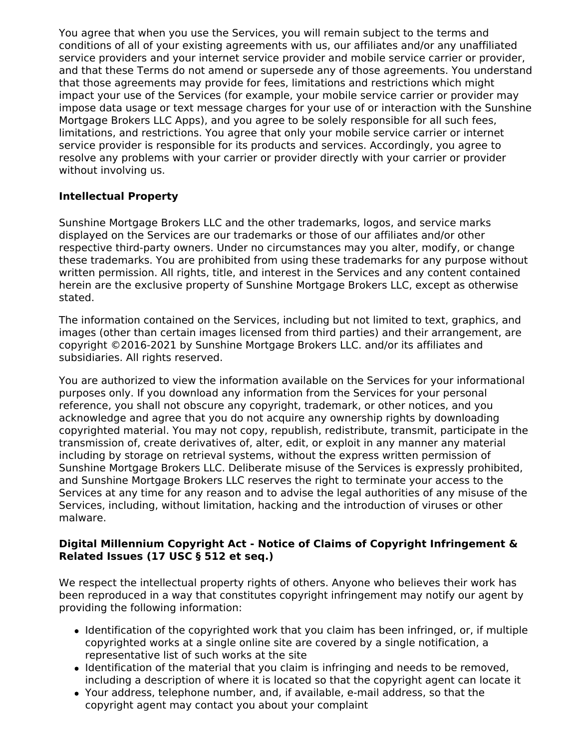You agree that when you use the Services, you will remain subject to the terms and conditions of all of your existing agreements with us, our affiliates and/or any unaffiliated service providers and your internet service provider and mobile service carrier or provider, and that these Terms do not amend or supersede any of those agreements. You understand that those agreements may provide for fees, limitations and restrictions which might impact your use of the Services (for example, your mobile service carrier or provider may impose data usage or text message charges for your use of or interaction with the Sunshine Mortgage Brokers LLC Apps), and you agree to be solely responsible for all such fees, limitations, and restrictions. You agree that only your mobile service carrier or internet service provider is responsible for its products and services. Accordingly, you agree to resolve any problems with your carrier or provider directly with your carrier or provider without involving us.

**Intellectual Property**

Sunshine Mortgage Brokers LLC and the other trademarks, logos, and service marks displayed on the Services are our trademarks or those of our affiliates and/or other respective third-party owners. Under no circumstances may you alter, modify, or change these trademarks. You are prohibited from using these trademarks for any purpose without written permission. All rights, title, and interest in the Services and any content contained herein are the exclusive property of Sunshine Mortgage Brokers LLC, except as otherwise stated.

The information contained on the Services, including but not limited to text, graphics, and images (other than certain images licensed from third parties) and their arrangement, are copyright ©2016-2021 by Sunshine Mortgage Brokers LLC. and/or its affiliates and subsidiaries. All rights reserved.

You are authorized to view the information available on the Services for your informational purposes only. If you download any information from the Services for your personal reference, you shall not obscure any copyright, trademark, or other notices, and you acknowledge and agree that you do not acquire any ownership rights by downloading copyrighted material. You may not copy, republish, redistribute, transmit, participate in the transmission of, create derivatives of, alter, edit, or exploit in any manner any material including by storage on retrieval systems, without the express written permission of Sunshine Mortgage Brokers LLC. Deliberate misuse of the Services is expressly prohibited, and Sunshine Mortgage Brokers LLC reserves the right to terminate your access to the Services at any time for any reason and to advise the legal authorities of any misuse of the Services, including, without limitation, hacking and the introduction of viruses or other malware.

**Digital Millennium Copyright Act - Notice of Claims of Copyright Infringement & Related Issues (17 USC § 512 et seq.)**

We respect the intellectual property rights of others. Anyone who believes their work has been reproduced in a way that constitutes copyright infringement may notify our agent by providing the following information:

- Identification of the copyrighted work that you claim has been infringed, or, if multiple copyrighted works at a single online site are covered by a single notification, a representative list of such works at the site
- Identification of the material that you claim is infringing and needs to be removed, including a description of where it is located so that the copyright agent can locate it
- Your address, telephone number, and, if available, e-mail address, so that the copyright agent may contact you about your complaint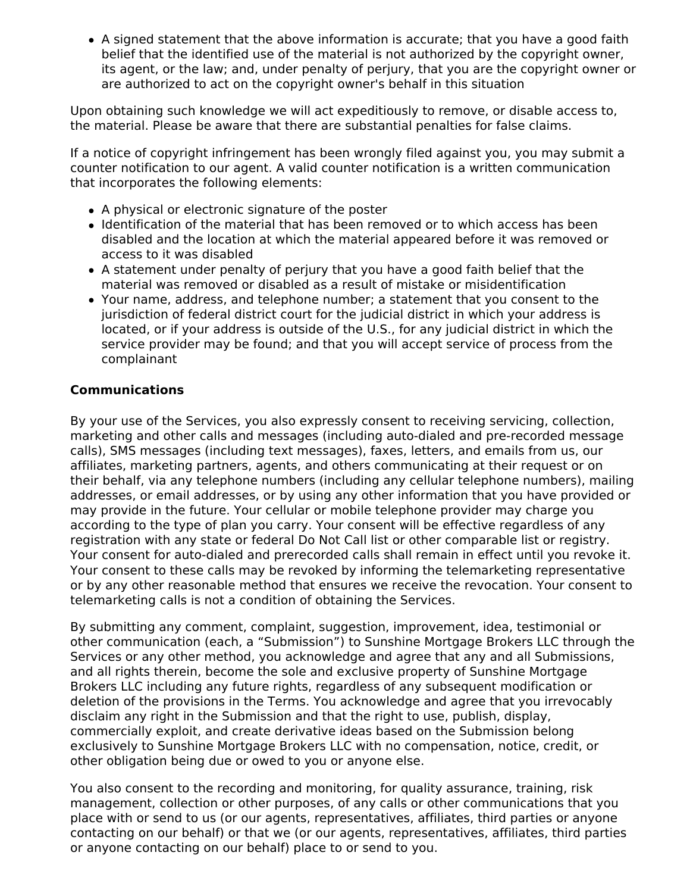- A signed statement that the above information is accurate; that you have a good faith belief that the identified use of the material is not authorized by the copyright owner, its agent, or the law; and, under penalty of perjury, that you are the copyright owner or are authorized to act on the copyright owner's behalf in this situation

Upon obtaining such knowledge we will act expeditiously to remove, or disable access to, the material. Please be aware that there are substantial penalties for false claims.

If a notice of copyright infringement has been wrongly filed against you, you may submit a counter notification to our agent. A valid counter notification is a written communication that incorporates the following elements:

- A physical or electronic signature of the poster
- Identification of the material that has been removed or to which access has been disabled and the location at which the material appeared before it was removed or access to it was disabled
- A statement under penalty of perjury that you have a good faith belief that the material was removed or disabled as a result of mistake or misidentification
- Your name, address, and telephone number; a statement that you consent to the jurisdiction of federal district court for the judicial district in which your address is located, or if your address is outside of the U.S., for any judicial district in which the service provider may be found; and that you will accept service of process from the complainant

**Communications**

By your use of the Services, you also expressly consent to receiving servicing, collection, marketing and other calls and messages (including auto-dialed and pre-recorded message calls), SMS messages (including text messages), faxes, letters, and emails from us, our affiliates, marketing partners, agents, and others communicating at their request or on their behalf, via any telephone numbers (including any cellular telephone numbers), mailing addresses, or email addresses, or by using any other information that you have provided or may provide in the future. Your cellular or mobile telephone provider may charge you according to the type of plan you carry. Your consent will be effective regardless of any registration with any state or federal Do Not Call list or other comparable list or registry. Your consent for auto-dialed and prerecorded calls shall remain in effect until you revoke it. Your consent to these calls may be revoked by informing the telemarketing representative or by any other reasonable method that ensures we receive the revocation. Your consent to telemarketing calls is not a condition of obtaining the Services.

By submitting any comment, complaint, suggestion, improvement, idea, testimonial or other communication (each, a “Submission”) to Sunshine Mortgage Brokers LLC through the Services or any other method, you acknowledge and agree that any and all Submissions, and all rights therein, become the sole and exclusive property of Sunshine Mortgage Brokers LLC including any future rights, regardless of any subsequent modification or deletion of the provisions in the Terms. You acknowledge and agree that you irrevocably disclaim any right in the Submission and that the right to use, publish, display, commercially exploit, and create derivative ideas based on the Submission belong exclusively to Sunshine Mortgage Brokers LLC with no compensation, notice, credit, or other obligation being due or owed to you or anyone else.

You also consent to the recording and monitoring, for quality assurance, training, risk management, collection or other purposes, of any calls or other communications that you place with or send to us (or our agents, representatives, affiliates, third parties or anyone contacting on our behalf) or that we (or our agents, representatives, affiliates, third parties or anyone contacting on our behalf) place to or send to you.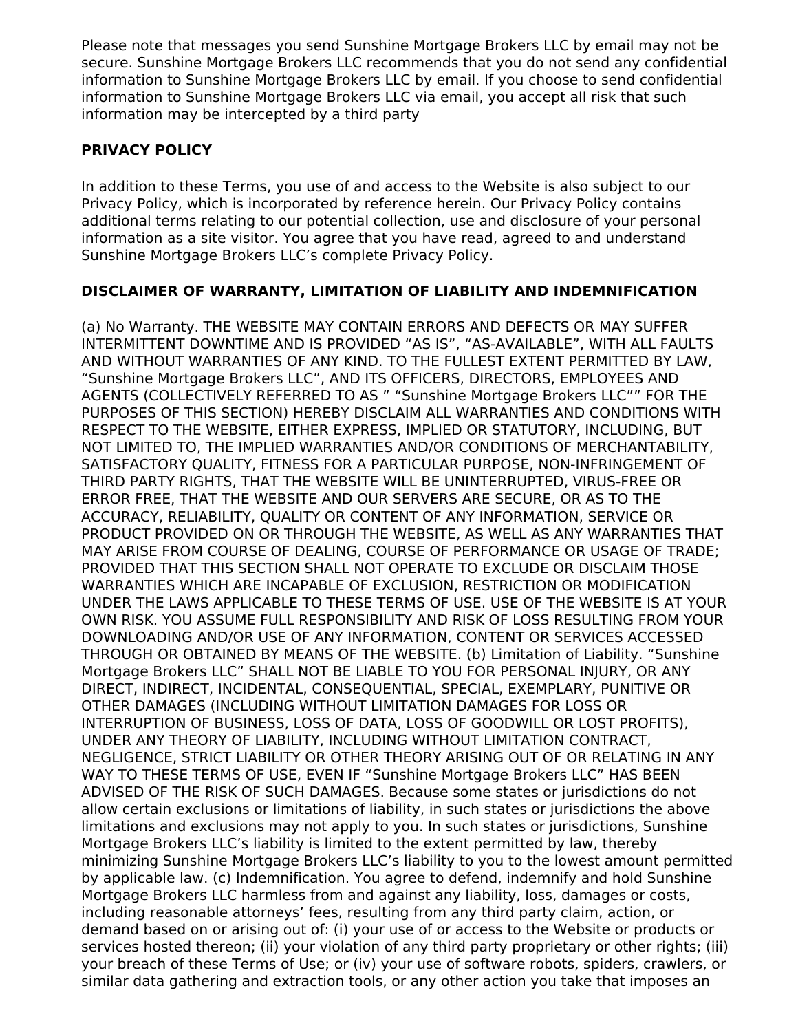Please note that messages you send Sunshine Mortgage Brokers LLC by email may not be secure. Sunshine Mortgage Brokers LLC recommends that you do not send any confidential information to Sunshine Mortgage Brokers LLC by email. If you choose to send confidential information to Sunshine Mortgage Brokers LLC via email, you accept all risk that such information may be intercepted by a third party

**PRIVACY POLICY**

In addition to these Terms, you use of and access to the Website is also subject to our Privacy Policy, which is incorporated by reference herein. Our Privacy Policy contains additional terms relating to our potential collection, use and disclosure of your personal information as a site visitor. You agree that you have read, agreed to and understand Sunshine Mortgage Brokers LLC's complete Privacy Policy.

**DISCLAIMER OF WARRANTY, LIMITATION OF LIABILITY AND INDEMNIFICATION**

(a) No Warranty. THE WEBSITE MAY CONTAIN ERRORS AND DEFECTS OR MAY SUFFER INTERMITTENT DOWNTIME AND IS PROVIDED "AS IS", "AS-AVAILABLE", WITH ALL FAULTS AND WITHOUT WARRANTIES OF ANY KIND. TO THE FULLEST EXTENT PERMITTED BY LAW, "Sunshine Mortgage Brokers LLC", AND ITS OFFICERS, DIRECTORS, EMPLOYEES AND AGENTS (COLLECTIVELY REFERRED TO AS " "Sunshine Mortgage Brokers LLC"" FOR THE PURPOSES OF THIS SECTION) HEREBY DISCLAIM ALL WARRANTIES AND CONDITIONS WITH RESPECT TO THE WEBSITE, EITHER EXPRESS, IMPLIED OR STATUTORY, INCLUDING, BUT NOT LIMITED TO, THE IMPLIED WARRANTIES AND/OR CONDITIONS OF MERCHANTABILITY, SATISFACTORY QUALITY, FITNESS FOR A PARTICULAR PURPOSE, NON-INFRINGEMENT OF THIRD PARTY RIGHTS, THAT THE WEBSITE WILL BE UNINTERRUPTED, VIRUS-FREE OR ERROR FREE, THAT THE WEBSITE AND OUR SERVERS ARE SECURE, OR AS TO THE ACCURACY, RELIABILITY, QUALITY OR CONTENT OF ANY INFORMATION, SERVICE OR PRODUCT PROVIDED ON OR THROUGH THE WEBSITE, AS WELL AS ANY WARRANTIES THAT MAY ARISE FROM COURSE OF DEALING, COURSE OF PERFORMANCE OR USAGE OF TRADE; PROVIDED THAT THIS SECTION SHALL NOT OPERATE TO EXCLUDE OR DISCLAIM THOSE WARRANTIES WHICH ARE INCAPABLE OF EXCLUSION, RESTRICTION OR MODIFICATION UNDER THE LAWS APPLICABLE TO THESE TERMS OF USE. USE OF THE WEBSITE IS AT YOUR OWN RISK. YOU ASSUME FULL RESPONSIBILITY AND RISK OF LOSS RESULTING FROM YOUR DOWNLOADING AND/OR USE OF ANY INFORMATION, CONTENT OR SERVICES ACCESSED THROUGH OR OBTAINED BY MEANS OF THE WEBSITE. (b) Limitation of Liability. "Sunshine Mortgage Brokers LLC" SHALL NOT BE LIABLE TO YOU FOR PERSONAL INJURY, OR ANY DIRECT, INDIRECT, INCIDENTAL, CONSEQUENTIAL, SPECIAL, EXEMPLARY, PUNITIVE OR OTHER DAMAGES (INCLUDING WITHOUT LIMITATION DAMAGES FOR LOSS OR INTERRUPTION OF BUSINESS, LOSS OF DATA, LOSS OF GOODWILL OR LOST PROFITS), UNDER ANY THEORY OF LIABILITY, INCLUDING WITHOUT LIMITATION CONTRACT, NEGLIGENCE, STRICT LIABILITY OR OTHER THEORY ARISING OUT OF OR RELATING IN ANY WAY TO THESE TERMS OF USE, EVEN IF "Sunshine Mortgage Brokers LLC" HAS BEEN ADVISED OF THE RISK OF SUCH DAMAGES. Because some states or jurisdictions do not allow certain exclusions or limitations of liability, in such states or jurisdictions the above limitations and exclusions may not apply to you. In such states or jurisdictions, Sunshine Mortgage Brokers LLC's liability is limited to the extent permitted by law, thereby minimizing Sunshine Mortgage Brokers LLC's liability to you to the lowest amount permitted by applicable law. (c) Indemnification. You agree to defend, indemnify and hold Sunshine Mortgage Brokers LLC harmless from and against any liability, loss, damages or costs, including reasonable attorneys' fees, resulting from any third party claim, action, or demand based on or arising out of: (i) your use of or access to the Website or products or services hosted thereon; (ii) your violation of any third party proprietary or other rights; (iii) your breach of these Terms of Use; or (iv) your use of software robots, spiders, crawlers, or similar data gathering and extraction tools, or any other action you take that imposes an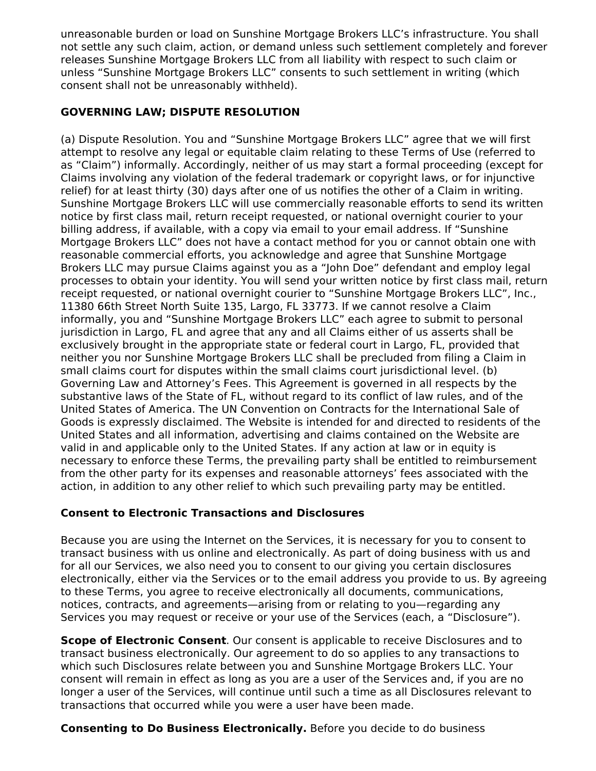unreasonable burden or load on Sunshine Mortgage Brokers LLC's infrastructure. You shall not settle any such claim, action, or demand unless such settlement completely and forever releases Sunshine Mortgage Brokers LLC from all liability with respect to such claim or unless "Sunshine Mortgage Brokers LLC" consents to such settlement in writing (which consent shall not be unreasonably withheld).

**GOVERNING LAW; DISPUTE RESOLUTION**

(a) Dispute Resolution. You and "Sunshine Mortgage Brokers LLC" agree that we will first attempt to resolve any legal or equitable claim relating to these Terms of Use (referred to as "Claim") informally. Accordingly, neither of us may start a formal proceeding (except for Claims involving any violation of the federal trademark or copyright laws, or for injunctive relief) for at least thirty (30) days after one of us notifies the other of a Claim in writing. Sunshine Mortgage Brokers LLC will use commercially reasonable efforts to send its written notice by first class mail, return receipt requested, or national overnight courier to your billing address, if available, with a copy via email to your email address. If "Sunshine Mortgage Brokers LLC" does not have a contact method for you or cannot obtain one with reasonable commercial efforts, you acknowledge and agree that Sunshine Mortgage Brokers LLC may pursue Claims against you as a "John Doe" defendant and employ legal processes to obtain your identity. You will send your written notice by first class mail, return receipt requested, or national overnight courier to "Sunshine Mortgage Brokers LLC", Inc., 11380 66th Street North Suite 135, Largo, FL 33773. If we cannot resolve a Claim informally, you and "Sunshine Mortgage Brokers LLC" each agree to submit to personal jurisdiction in Largo, FL and agree that any and all Claims either of us asserts shall be exclusively brought in the appropriate state or federal court in Largo, FL, provided that neither you nor Sunshine Mortgage Brokers LLC shall be precluded from filing a Claim in small claims court for disputes within the small claims court jurisdictional level. (b) Governing Law and Attorney's Fees. This Agreement is governed in all respects by the substantive laws of the State of FL, without regard to its conflict of law rules, and of the United States of America. The UN Convention on Contracts for the International Sale of Goods is expressly disclaimed. The Website is intended for and directed to residents of the United States and all information, advertising and claims contained on the Website are valid in and applicable only to the United States. If any action at law or in equity is necessary to enforce these Terms, the prevailing party shall be entitled to reimbursement from the other party for its expenses and reasonable attorneys' fees associated with the action, in addition to any other relief to which such prevailing party may be entitled.

**Consent to Electronic Transactions and Disclosures**

Because you are using the Internet on the Services, it is necessary for you to consent to transact business with us online and electronically. As part of doing business with us and for all our Services, we also need you to consent to our giving you certain disclosures electronically, either via the Services or to the email address you provide to us. By agreeing to these Terms, you agree to receive electronically all documents, communications, notices, contracts, and agreements—arising from or relating to you—regarding any Services you may request or receive or your use of the Services (each, a "Disclosure").

**Scope of Electronic Consent**. Our consent is applicable to receive Disclosures and to transact business electronically. Our agreement to do so applies to any transactions to which such Disclosures relate between you and Sunshine Mortgage Brokers LLC. Your consent will remain in effect as long as you are a user of the Services and, if you are no longer a user of the Services, will continue until such a time as all Disclosures relevant to transactions that occurred while you were a user have been made.

**Consenting to Do Business Electronically.** Before you decide to do business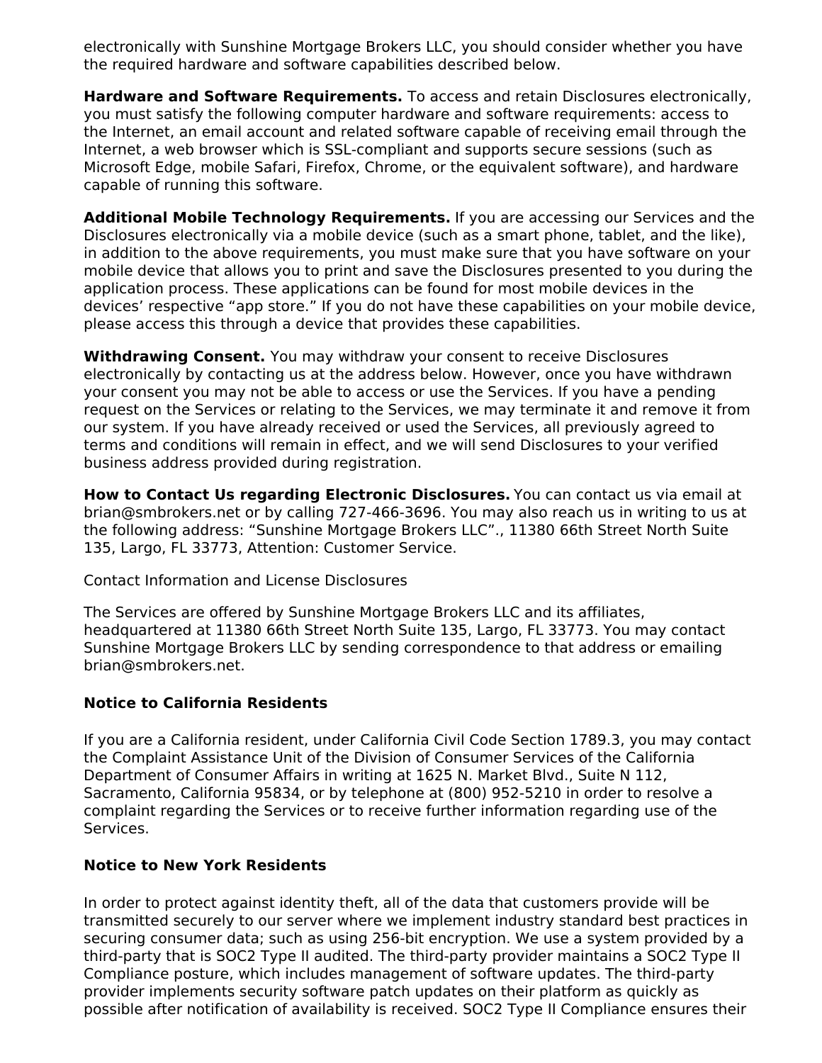electronically with Sunshine Mortgage Brokers LLC, you should consider whether you have the required hardware and software capabilities described below.

**Hardware and Software Requirements.** To access and retain Disclosures electronically, you must satisfy the following computer hardware and software requirements: access to the Internet, an email account and related software capable of receiving email through the Internet, a web browser which is SSL-compliant and supports secure sessions (such as Microsoft Edge, mobile Safari, Firefox, Chrome, or the equivalent software), and hardware capable of running this software.

**Additional Mobile Technology Requirements.** If you are accessing our Services and the Disclosures electronically via a mobile device (such as a smart phone, tablet, and the like), in addition to the above requirements, you must make sure that you have software on your mobile device that allows you to print and save the Disclosures presented to you during the application process. These applications can be found for most mobile devices in the devices' respective "app store." If you do not have these capabilities on your mobile device, please access this through a device that provides these capabilities.

**Withdrawing Consent.** You may withdraw your consent to receive Disclosures electronically by contacting us at the address below. However, once you have withdrawn your consent you may not be able to access or use the Services. If you have a pending request on the Services or relating to the Services, we may terminate it and remove it from our system. If you have already received or used the Services, all previously agreed to terms and conditions will remain in effect, and we will send Disclosures to your verified business address provided during registration.

**How to Contact Us regarding Electronic Disclosures.** You can contact us via email at brian@smbrokers.net or by calling 727-466-3696. You may also reach us in writing to us at the following address: "Sunshine Mortgage Brokers LLC"., 11380 66th Street North Suite 135, Largo, FL 33773, Attention: Customer Service.

Contact Information and License Disclosures

The Services are offered by Sunshine Mortgage Brokers LLC and its affiliates, headquartered at 11380 66th Street North Suite 135, Largo, FL 33773. You may contact Sunshine Mortgage Brokers LLC by sending correspondence to that address or emailing brian@smbrokers.net.

**Notice to California Residents**

If you are a California resident, under California Civil Code Section 1789.3, you may contact the Complaint Assistance Unit of the Division of Consumer Services of the California Department of Consumer Affairs in writing at 1625 N. Market Blvd., Suite N 112, Sacramento, California 95834, or by telephone at (800) 952-5210 in order to resolve a complaint regarding the Services or to receive further information regarding use of the Services.

**Notice to New York Residents**

In order to protect against identity theft, all of the data that customers provide will be transmitted securely to our server where we implement industry standard best practices in securing consumer data; such as using 256-bit encryption. We use a system provided by a third-party that is SOC2 Type II audited. The third-party provider maintains a SOC2 Type II Compliance posture, which includes management of software updates. The third-party provider implements security software patch updates on their platform as quickly as possible after notification of availability is received. SOC2 Type II Compliance ensures their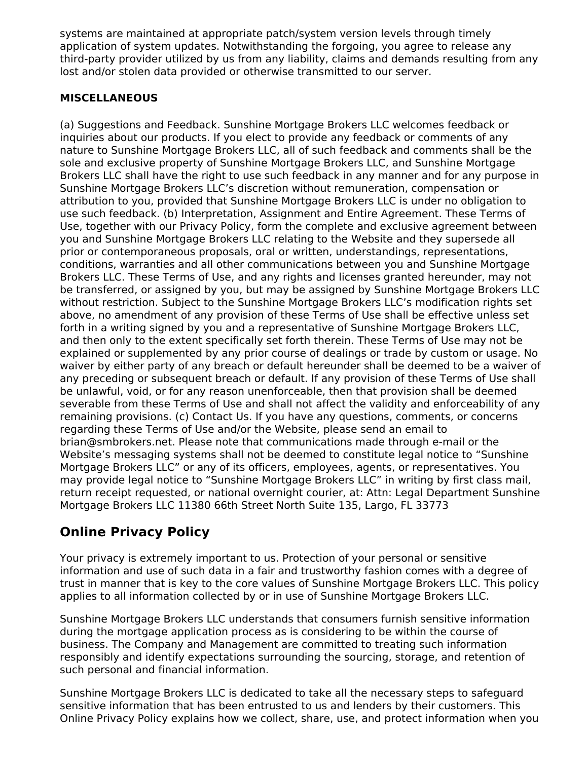systems are maintained at appropriate patch/system version levels through timely application of system updates. Notwithstanding the forgoing, you agree to release any third-party provider utilized by us from any liability, claims and demands resulting from any lost and/or stolen data provided or otherwise transmitted to our server.

**MISCELLANEOUS**

(a) Suggestions and Feedback. Sunshine Mortgage Brokers LLC welcomes feedback or inquiries about our products. If you elect to provide any feedback or comments of any nature to Sunshine Mortgage Brokers LLC, all of such feedback and comments shall be the sole and exclusive property of Sunshine Mortgage Brokers LLC, and Sunshine Mortgage Brokers LLC shall have the right to use such feedback in any manner and for any purpose in Sunshine Mortgage Brokers LLC's discretion without remuneration, compensation or attribution to you, provided that Sunshine Mortgage Brokers LLC is under no obligation to use such feedback. (b) Interpretation, Assignment and Entire Agreement. These Terms of Use, together with our Privacy Policy, form the complete and exclusive agreement between you and Sunshine Mortgage Brokers LLC relating to the Website and they supersede all prior or contemporaneous proposals, oral or written, understandings, representations, conditions, warranties and all other communications between you and Sunshine Mortgage Brokers LLC. These Terms of Use, and any rights and licenses granted hereunder, may not be transferred, or assigned by you, but may be assigned by Sunshine Mortgage Brokers LLC without restriction. Subject to the Sunshine Mortgage Brokers LLC's modification rights set above, no amendment of any provision of these Terms of Use shall be effective unless set forth in a writing signed by you and a representative of Sunshine Mortgage Brokers LLC, and then only to the extent specifically set forth therein. These Terms of Use may not be explained or supplemented by any prior course of dealings or trade by custom or usage. No waiver by either party of any breach or default hereunder shall be deemed to be a waiver of any preceding or subsequent breach or default. If any provision of these Terms of Use shall be unlawful, void, or for any reason unenforceable, then that provision shall be deemed severable from these Terms of Use and shall not affect the validity and enforceability of any remaining provisions. (c) Contact Us. If you have any questions, comments, or concerns regarding these Terms of Use and/or the Website, please send an email to brian@smbrokers.net. Please note that communications made through e-mail or the Website's messaging systems shall not be deemed to constitute legal notice to "Sunshine Mortgage Brokers LLC" or any of its officers, employees, agents, or representatives. You may provide legal notice to "Sunshine Mortgage Brokers LLC" in writing by first class mail, return receipt requested, or national overnight courier, at: Attn: Legal Department Sunshine Mortgage Brokers LLC 11380 66th Street North Suite 135, Largo, FL 33773

## Online Privacy Policy

Your privacy is extremely important to us. Protection of your personal or sensitive information and use of such data in a fair and trustworthy fashion comes with a degree of trust in manner that is key to the core values of Sunshine Mortgage Brokers LLC. This policy applies to all information collected by or in use of Sunshine Mortgage Brokers LLC.

Sunshine Mortgage Brokers LLC understands that consumers furnish sensitive information during the mortgage application process as is considering to be within the course of business. The Company and Management are committed to treating such information responsibly and identify expectations surrounding the sourcing, storage, and retention of such personal and financial information.

Sunshine Mortgage Brokers LLC is dedicated to take all the necessary steps to safeguard sensitive information that has been entrusted to us and lenders by their customers. This Online Privacy Policy explains how we collect, share, use, and protect information when you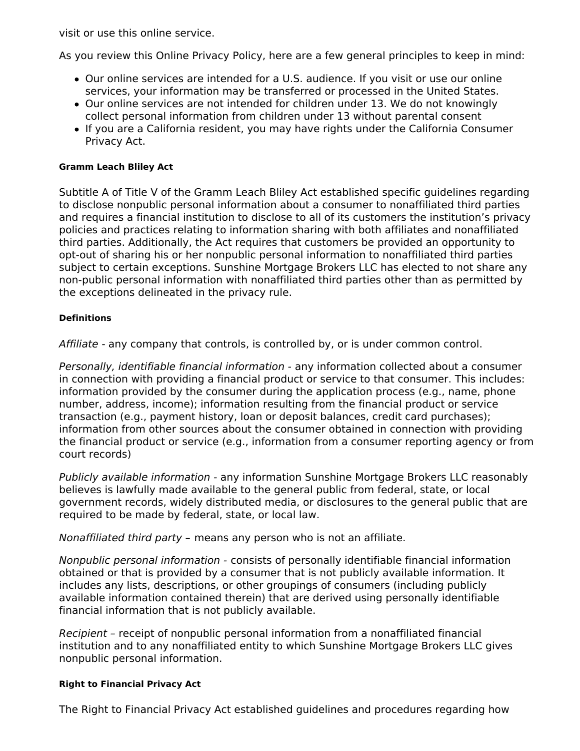visit or use this online service.

As you review this Online Privacy Policy, here are a few general principles to keep in mind:

- Our online services are intended for a U.S. audience. If you visit or use our online services, your information may be transferred or processed in the United States.
- Our online services are not intended for children under 13. We do not knowingly collect personal information from children under 13 without parental consent
- If you are a California resident, you may have rights under the California Consumer Privacy Act.

#### Gramm Leach Bliley Act

Subtitle A of Title V of the Gramm Leach Bliley Act established specific guidelines regarding to disclose nonpublic personal information about a consumer to nonaffiliated third parties and requires a financial institution to disclose to all of its customers the institution's privacy policies and practices relating to information sharing with both affiliates and nonaffiliated third parties. Additionally, the Act requires that customers be provided an opportunity to opt-out of sharing his or her nonpublic personal information to nonaffiliated third parties subject to certain exceptions. Sunshine Mortgage Brokers LLC has elected to not share any non-public personal information with nonaffiliated third parties other than as permitted by the exceptions delineated in the privacy rule.

#### Definitions

*Affiliate* - any company that controls, is controlled by, or is under common control.

*Personally, identifiable financial information* - any information collected about a consumer in connection with providing a financial product or service to that consumer. This includes: information provided by the consumer during the application process (e.g., name, phone number, address, income); information resulting from the financial product or service transaction (e.g., payment history, loan or deposit balances, credit card purchases); information from other sources about the consumer obtained in connection with providing the financial product or service (e.g., information from a consumer reporting agency or from court records)

*Publicly available information* - any information Sunshine Mortgage Brokers LLC reasonably believes is lawfully made available to the general public from federal, state, or local government records, widely distributed media, or disclosures to the general public that are required to be made by federal, state, or local law.

*Nonaffiliated third party* – means any person who is not an affiliate.

*Nonpublic personal information* - consists of personally identifiable financial information obtained or that is provided by a consumer that is not publicly available information. It includes any lists, descriptions, or other groupings of consumers (including publicly available information contained therein) that are derived using personally identifiable financial information that is not publicly available.

*Recipient* – receipt of nonpublic personal information from a nonaffiliated financial institution and to any nonaffiliated entity to which Sunshine Mortgage Brokers LLC gives nonpublic personal information.

#### Right to Financial Privacy Act

The Right to Financial Privacy Act established guidelines and procedures regarding how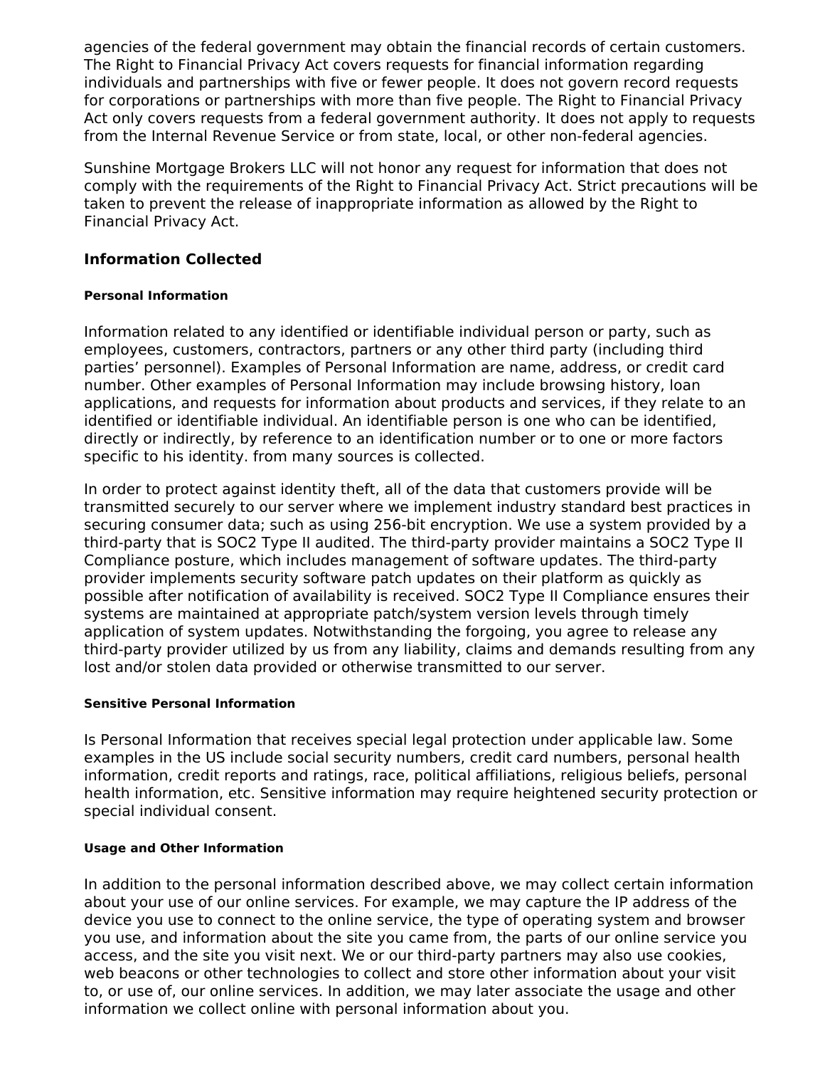agencies of the federal government may obtain the financial records of certain customers. The Right to Financial Privacy Act covers requests for financial information regarding individuals and partnerships with five or fewer people. It does not govern record requests for corporations or partnerships with more than five people. The Right to Financial Privacy Act only covers requests from a federal government authority. It does not apply to requests from the Internal Revenue Service or from state, local, or other non-federal agencies.

Sunshine Mortgage Brokers LLC will not honor any request for information that does not comply with the requirements of the Right to Financial Privacy Act. Strict precautions will be taken to prevent the release of inappropriate information as allowed by the Right to Financial Privacy Act.

## Information Collected

#### Personal Information

Information related to any identified or identifiable individual person or party, such as employees, customers, contractors, partners or any other third party (including third parties' personnel). Examples of Personal Information are name, address, or credit card number. Other examples of Personal Information may include browsing history, loan applications, and requests for information about products and services, if they relate to an identified or identifiable individual. An identifiable person is one who can be identified, directly or indirectly, by reference to an identification number or to one or more factors specific to his identity. from many sources is collected.

In order to protect against identity theft, all of the data that customers provide will be transmitted securely to our server where we implement industry standard best practices in securing consumer data; such as using 256-bit encryption. We use a system provided by a third-party that is SOC2 Type II audited. The third-party provider maintains a SOC2 Type II Compliance posture, which includes management of software updates. The third-party provider implements security software patch updates on their platform as quickly as possible after notification of availability is received. SOC2 Type II Compliance ensures their systems are maintained at appropriate patch/system version levels through timely application of system updates. Notwithstanding the forgoing, you agree to release any third-party provider utilized by us from any liability, claims and demands resulting from any lost and/or stolen data provided or otherwise transmitted to our server.

#### Sensitive Personal Information

Is Personal Information that receives special legal protection under applicable law. Some examples in the US include social security numbers, credit card numbers, personal health information, credit reports and ratings, race, political affiliations, religious beliefs, personal health information, etc. Sensitive information may require heightened security protection or special individual consent.

#### Usage and Other Information

In addition to the personal information described above, we may collect certain information about your use of our online services. For example, we may capture the IP address of the device you use to connect to the online service, the type of operating system and browser you use, and information about the site you came from, the parts of our online service you access, and the site you visit next. We or our third-party partners may also use cookies, web beacons or other technologies to collect and store other information about your visit to, or use of, our online services. In addition, we may later associate the usage and other information we collect online with personal information about you.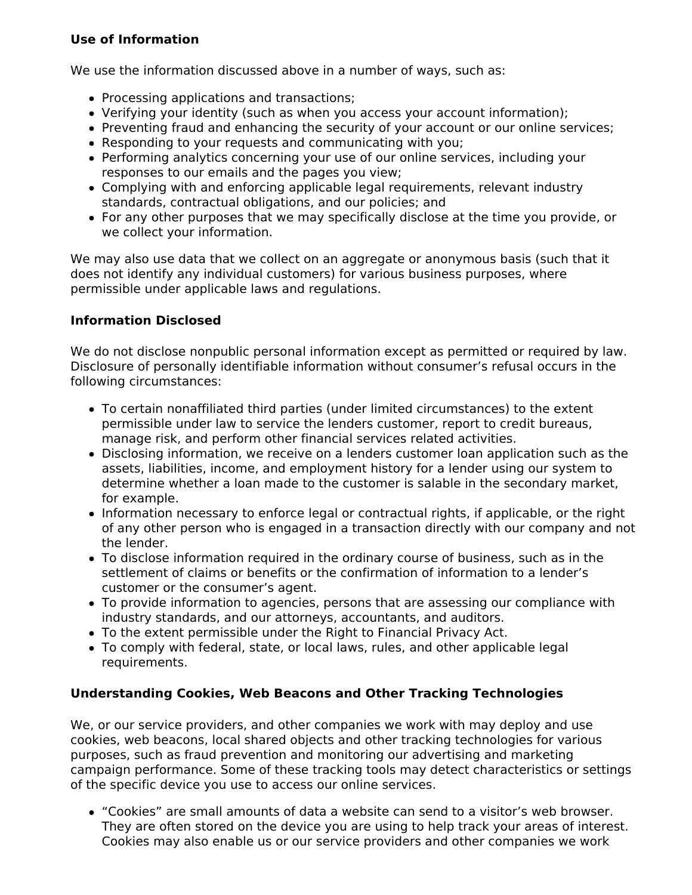**Use of Information**

We use the information discussed above in a number of ways, such as:

- Processing applications and transactions;
- Verifying your identity (such as when you access your account information);
- Preventing fraud and enhancing the security of your account or our online services;
- Responding to your requests and communicating with you;
- Performing analytics concerning your use of our online services, including your responses to our emails and the pages you view;
- Complying with and enforcing applicable legal requirements, relevant industry standards, contractual obligations, and our policies; and
- For any other purposes that we may specifically disclose at the time you provide, or we collect your information.

We may also use data that we collect on an aggregate or anonymous basis (such that it does not identify any individual customers) for various business purposes, where permissible under applicable laws and regulations.

**Information Disclosed**

We do not disclose nonpublic personal information except as permitted or required by law. Disclosure of personally identifiable information without consumer's refusal occurs in the following circumstances:

- To certain nonaffiliated third parties (under limited circumstances) to the extent permissible under law to service the lenders customer, report to credit bureaus, manage risk, and perform other financial services related activities.
- Disclosing information, we receive on a lenders customer loan application such as the assets, liabilities, income, and employment history for a lender using our system to determine whether a loan made to the customer is salable in the secondary market, for example.
- Information necessary to enforce legal or contractual rights, if applicable, or the right of any other person who is engaged in a transaction directly with our company and not the lender.
- To disclose information required in the ordinary course of business, such as in the settlement of claims or benefits or the confirmation of information to a lender's customer or the consumer's agent.
- To provide information to agencies, persons that are assessing our compliance with industry standards, and our attorneys, accountants, and auditors.
- To the extent permissible under the Right to Financial Privacy Act.
- To comply with federal, state, or local laws, rules, and other applicable legal requirements.

**Understanding Cookies, Web Beacons and Other Tracking Technologies**

We, or our service providers, and other companies we work with may deploy and use cookies, web beacons, local shared objects and other tracking technologies for various purposes, such as fraud prevention and monitoring our advertising and marketing campaign performance. Some of these tracking tools may detect characteristics or settings of the specific device you use to access our online services.

- "Cookies" are small amounts of data a website can send to a visitor's web browser. They are often stored on the device you are using to help track your areas of interest. Cookies may also enable us or our service providers and other companies we work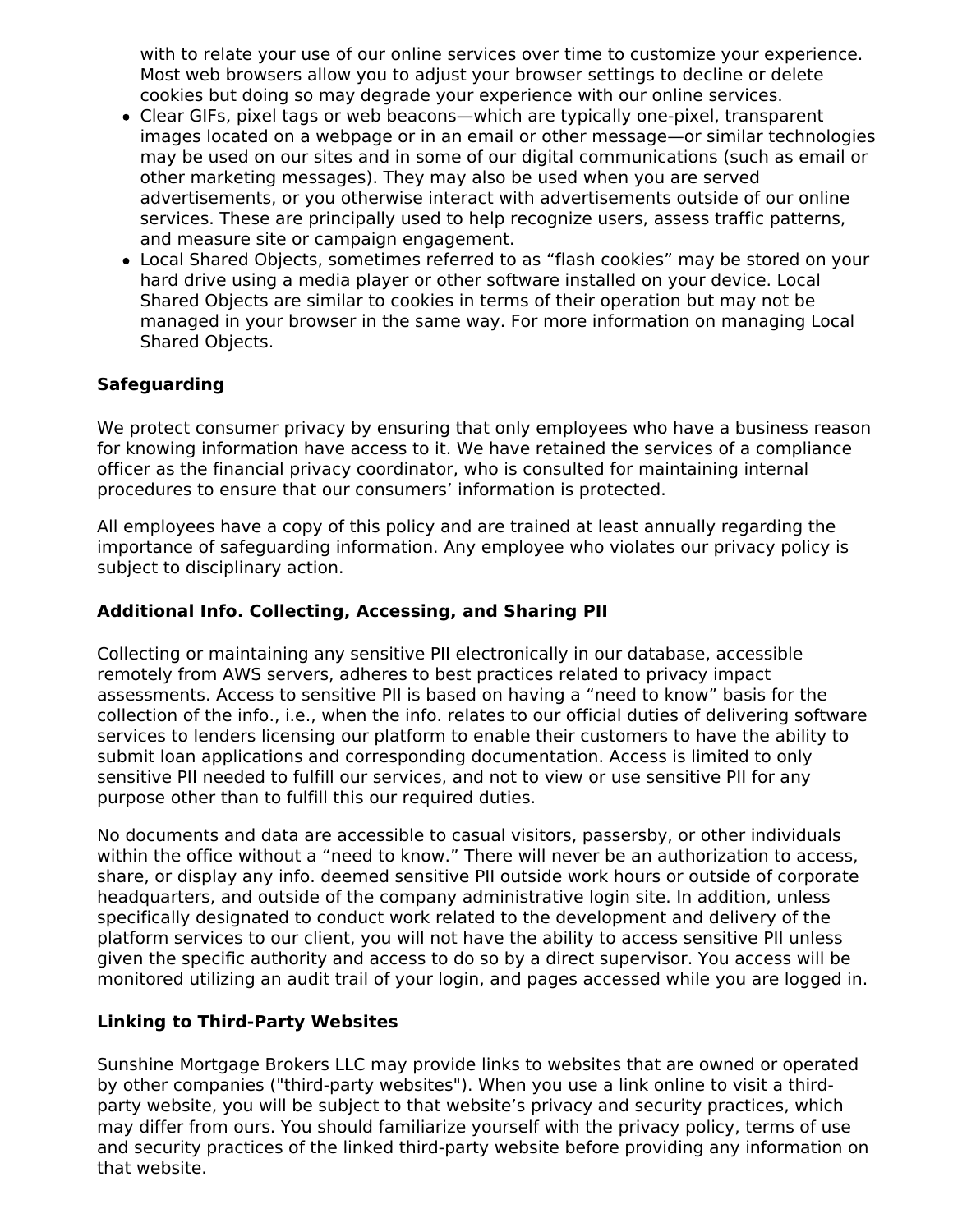with to relate your use of our online services over time to customize your experience. Most web browsers allow you to adjust your browser settings to decline or delete cookies but doing so may degrade your experience with our online services.

- Clear GIFs, pixel tags or web beacons—which are typically one-pixel, transparent images located on a webpage or in an email or other message—or similar technologies may be used on our sites and in some of our digital communications (such as email or other marketing messages). They may also be used when you are served advertisements, or you otherwise interact with advertisements outside of our online services. These are principally used to help recognize users, assess traffic patterns, and measure site or campaign engagement.
- Local Shared Objects, sometimes referred to as “flash cookies” may be stored on your hard drive using a media player or other software installed on your device. Local Shared Objects are similar to cookies in terms of their operation but may not be managed in your browser in the same way. For more information on managing Local Shared Objects.

**Safeguarding**

We protect consumer privacy by ensuring that only employees who have a business reason for knowing information have access to it. We have retained the services of a compliance officer as the financial privacy coordinator, who is consulted for maintaining internal procedures to ensure that our consumers’ information is protected.

All employees have a copy of this policy and are trained at least annually regarding the importance of safeguarding information. Any employee who violates our privacy policy is subject to disciplinary action.

**Additional Info. Collecting, Accessing, and Sharing PII**

Collecting or maintaining any sensitive PII electronically in our database, accessible remotely from AWS servers, adheres to best practices related to privacy impact assessments. Access to sensitive PII is based on having a “need to know” basis for the collection of the info., i.e., when the info. relates to our official duties of delivering software services to lenders licensing our platform to enable their customers to have the ability to submit loan applications and corresponding documentation. Access is limited to only sensitive PII needed to fulfill our services, and not to view or use sensitive PII for any purpose other than to fulfill this our required duties.

No documents and data are accessible to casual visitors, passersby, or other individuals within the office without a “need to know.” There will never be an authorization to access, share, or display any info. deemed sensitive PII outside work hours or outside of corporate headquarters, and outside of the company administrative login site. In addition, unless specifically designated to conduct work related to the development and delivery of the platform services to our client, you will not have the ability to access sensitive PII unless given the specific authority and access to do so by a direct supervisor. You access will be monitored utilizing an audit trail of your login, and pages accessed while you are logged in.

**Linking to Third-Party Websites**

Sunshine Mortgage Brokers LLC may provide links to websites that are owned or operated by other companies ("third-party websites"). When you use a link online to visit a third-party website, you will be subject to that website’s privacy and security practices, which may differ from ours. You should familiarize yourself with the privacy policy, terms of use and security practices of the linked third-party website before providing any information on that website.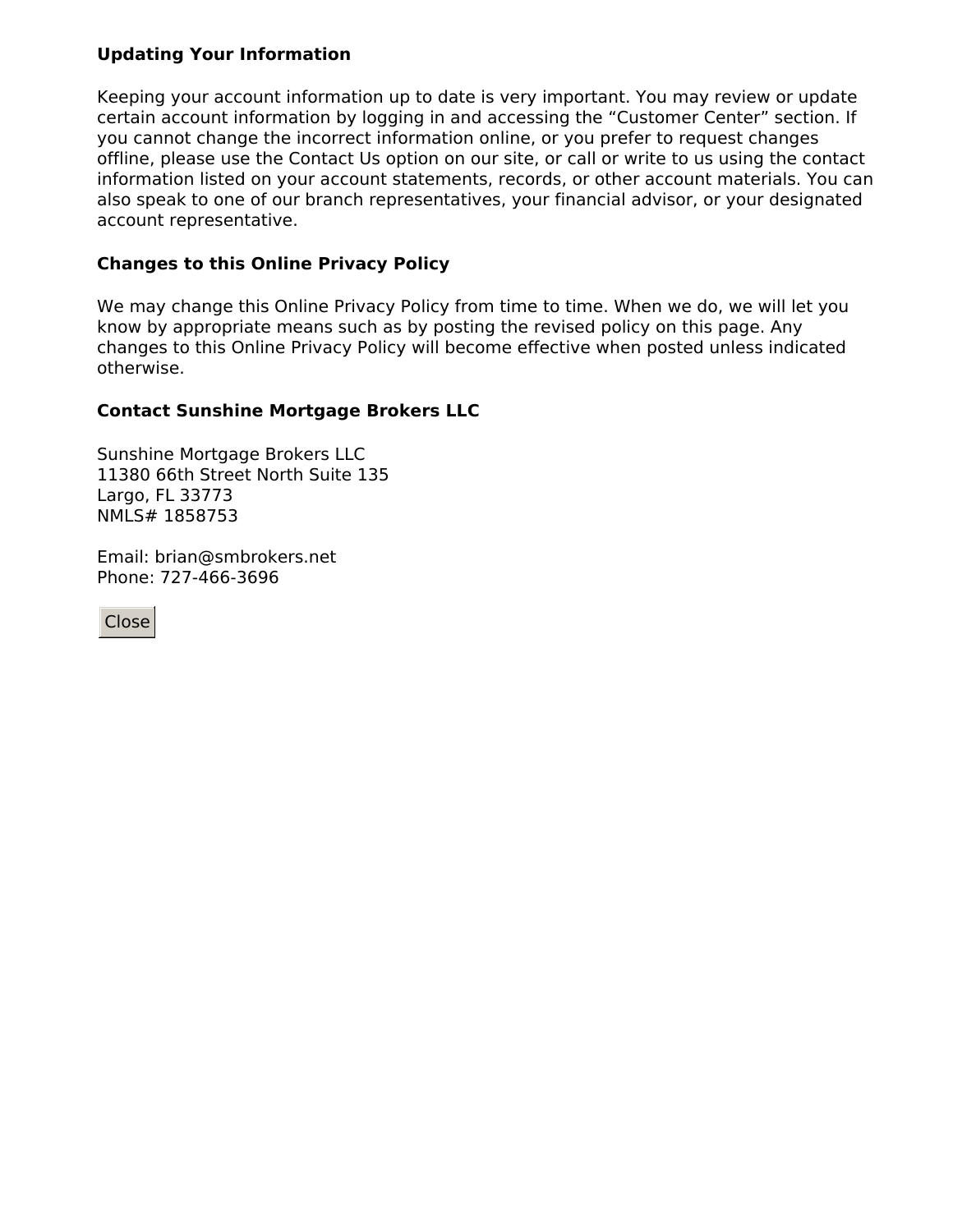**Updating Your Information**

Keeping your account information up to date is very important. You may review or update certain account information by logging in and accessing the “Customer Center” section. If you cannot change the incorrect information online, or you prefer to request changes offline, please use the Contact Us option on our site, or call or write to us using the contact information listed on your account statements, records, or other account materials. You can also speak to one of our branch representatives, your financial advisor, or your designated account representative.

**Changes to this Online Privacy Policy**

We may change this Online Privacy Policy from time to time. When we do, we will let you know by appropriate means such as by posting the revised policy on this page. Any changes to this Online Privacy Policy will become effective when posted unless indicated otherwise.

**Contact Sunshine Mortgage Brokers LLC**

Sunshine Mortgage Brokers LLC
11380 66th Street North Suite 135
Largo, FL 33773
NMLS# 1858753

Email: brian@smbrokers.net
Phone: 727-466-3696

Close